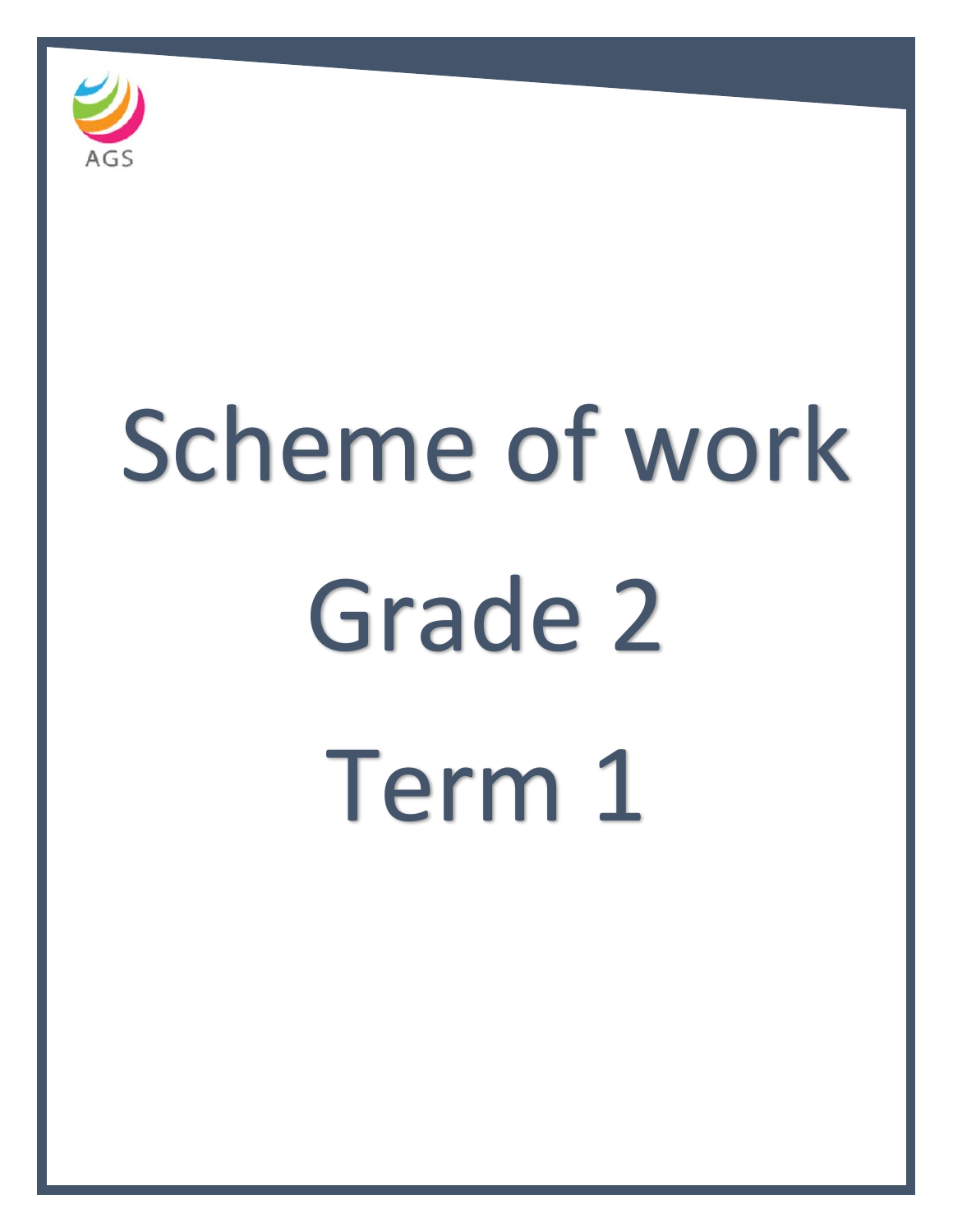AGS

# Scheme of work

# Grade 2

# Term 1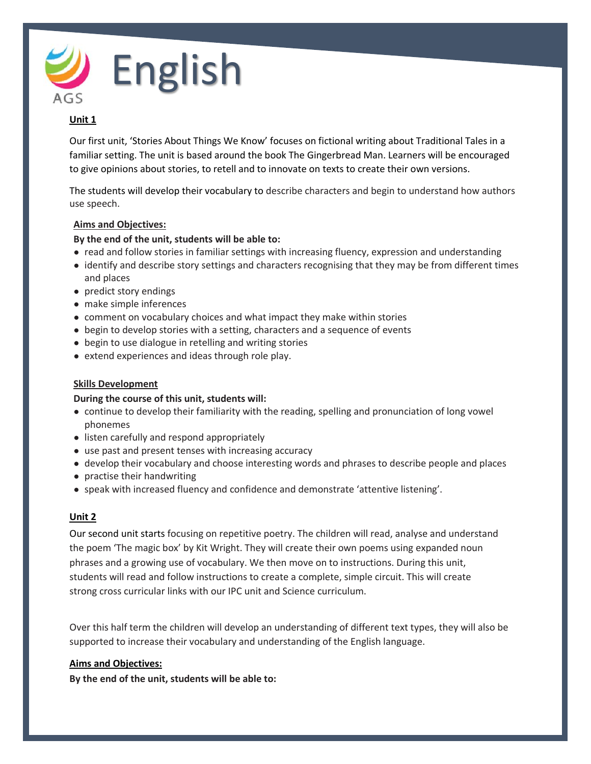# English

**Unit 1**

Our first unit, 'Stories About Things We Know' focuses on fictional writing about Traditional Tales in a familiar setting. The unit is based around the book The Gingerbread Man. Learners will be encouraged to give opinions about stories, to retell and to innovate on texts to create their own versions.

The students will develop their vocabulary to describe characters and begin to understand how authors use speech.

**Aims and Objectives:**

**By the end of the unit, students will be able to:**

- read and follow stories in familiar settings with increasing fluency, expression and understanding
- identify and describe story settings and characters recognising that they may be from different times and places
- predict story endings
- make simple inferences
- comment on vocabulary choices and what impact they make within stories
- begin to develop stories with a setting, characters and a sequence of events
- begin to use dialogue in retelling and writing stories
- extend experiences and ideas through role play.

**Skills Development**

**During the course of this unit, students will:**

- continue to develop their familiarity with the reading, spelling and pronunciation of long vowel phonemes
- listen carefully and respond appropriately
- use past and present tenses with increasing accuracy
- develop their vocabulary and choose interesting words and phrases to describe people and places
- practise their handwriting
- speak with increased fluency and confidence and demonstrate 'attentive listening'.

**Unit 2**

Our second unit starts focusing on repetitive poetry. The children will read, analyse and understand the poem 'The magic box' by Kit Wright. They will create their own poems using expanded noun phrases and a growing use of vocabulary. We then move on to instructions. During this unit, students will read and follow instructions to create a complete, simple circuit. This will create strong cross curricular links with our IPC unit and Science curriculum.

Over this half term the children will develop an understanding of different text types, they will also be supported to increase their vocabulary and understanding of the English language.

**Aims and Objectives:**

**By the end of the unit, students will be able to:**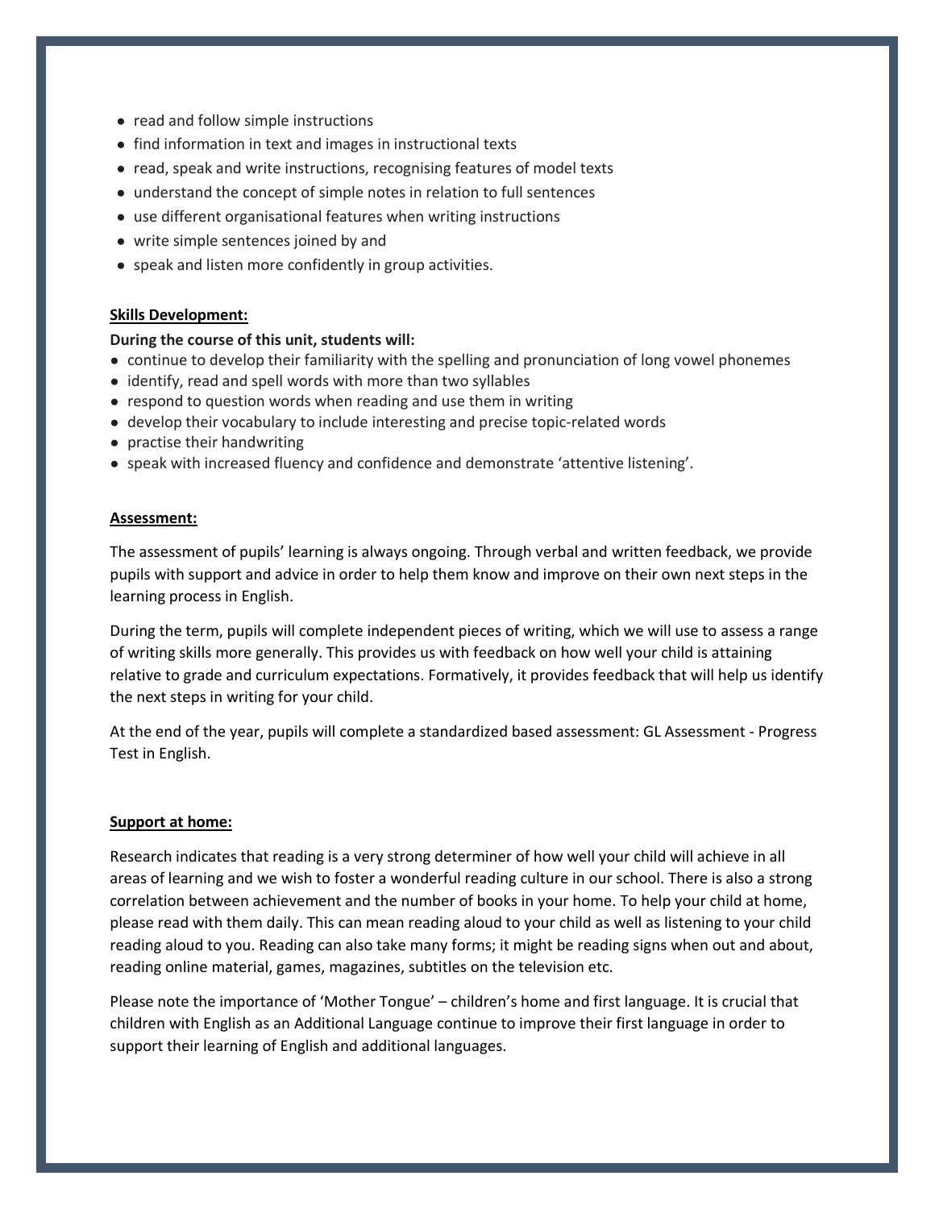- read and follow simple instructions
- find information in text and images in instructional texts
- read, speak and write instructions, recognising features of model texts
- understand the concept of simple notes in relation to full sentences
- use different organisational features when writing instructions
- write simple sentences joined by and
- speak and listen more confidently in group activities.

**Skills Development:**

**During the course of this unit, students will:**

- continue to develop their familiarity with the spelling and pronunciation of long vowel phonemes
- identify, read and spell words with more than two syllables
- respond to question words when reading and use them in writing
- develop their vocabulary to include interesting and precise topic-related words
- practise their handwriting
- speak with increased fluency and confidence and demonstrate 'attentive listening'.

**Assessment:**

The assessment of pupils' learning is always ongoing. Through verbal and written feedback, we provide pupils with support and advice in order to help them know and improve on their own next steps in the learning process in English.

During the term, pupils will complete independent pieces of writing, which we will use to assess a range of writing skills more generally. This provides us with feedback on how well your child is attaining relative to grade and curriculum expectations. Formatively, it provides feedback that will help us identify the next steps in writing for your child.

At the end of the year, pupils will complete a standardized based assessment: GL Assessment - Progress Test in English.

**Support at home:**

Research indicates that reading is a very strong determiner of how well your child will achieve in all areas of learning and we wish to foster a wonderful reading culture in our school. There is also a strong correlation between achievement and the number of books in your home. To help your child at home, please read with them daily. This can mean reading aloud to your child as well as listening to your child reading aloud to you. Reading can also take many forms; it might be reading signs when out and about, reading online material, games, magazines, subtitles on the television etc.

Please note the importance of 'Mother Tongue' – children's home and first language. It is crucial that children with English as an Additional Language continue to improve their first language in order to support their learning of English and additional languages.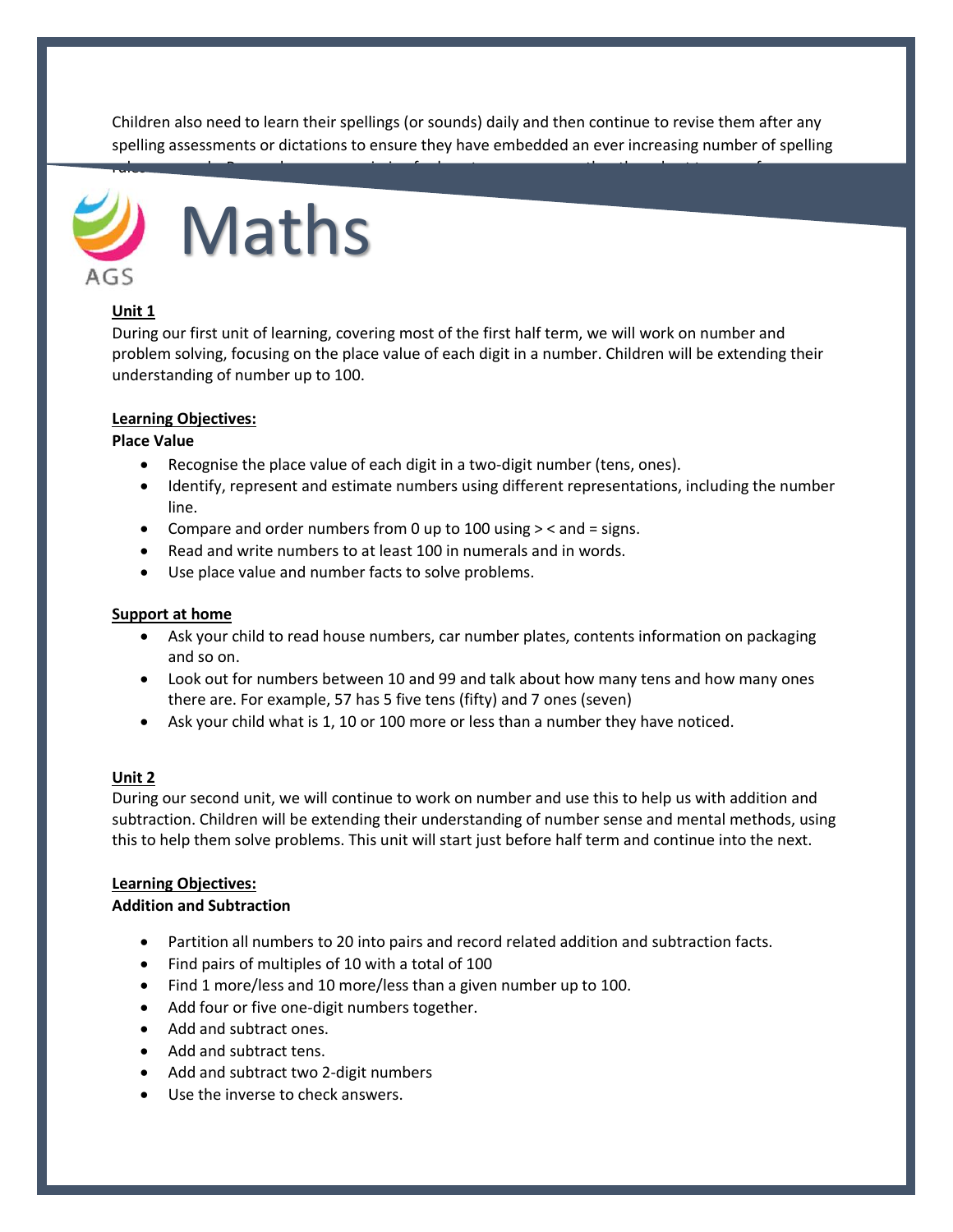Children also need to learn their spellings (or sounds) daily and then continue to revise them after any spelling assessments or dictations to ensure they have embedded an ever increasing number of spelling rules.

# Maths

**Unit 1**

During our first unit of learning, covering most of the first half term, we will work on number and problem solving, focusing on the place value of each digit in a number. Children will be extending their understanding of number up to 100.

**Learning Objectives:**

**Place Value**

- Recognise the place value of each digit in a two-digit number (tens, ones).
- Identify, represent and estimate numbers using different representations, including the number line.
- Compare and order numbers from 0 up to 100 using > < and = signs.
- Read and write numbers to at least 100 in numerals and in words.
- Use place value and number facts to solve problems.

**Support at home**

- Ask your child to read house numbers, car number plates, contents information on packaging and so on.
- Look out for numbers between 10 and 99 and talk about how many tens and how many ones there are. For example, 57 has 5 five tens (fifty) and 7 ones (seven)
- Ask your child what is 1, 10 or 100 more or less than a number they have noticed.

**Unit 2**

During our second unit, we will continue to work on number and use this to help us with addition and subtraction. Children will be extending their understanding of number sense and mental methods, using this to help them solve problems. This unit will start just before half term and continue into the next.

**Learning Objectives:**

**Addition and Subtraction**

- Partition all numbers to 20 into pairs and record related addition and subtraction facts.
- Find pairs of multiples of 10 with a total of 100
- Find 1 more/less and 10 more/less than a given number up to 100.
- Add four or five one-digit numbers together.
- Add and subtract ones.
- Add and subtract tens.
- Add and subtract two 2-digit numbers
- Use the inverse to check answers.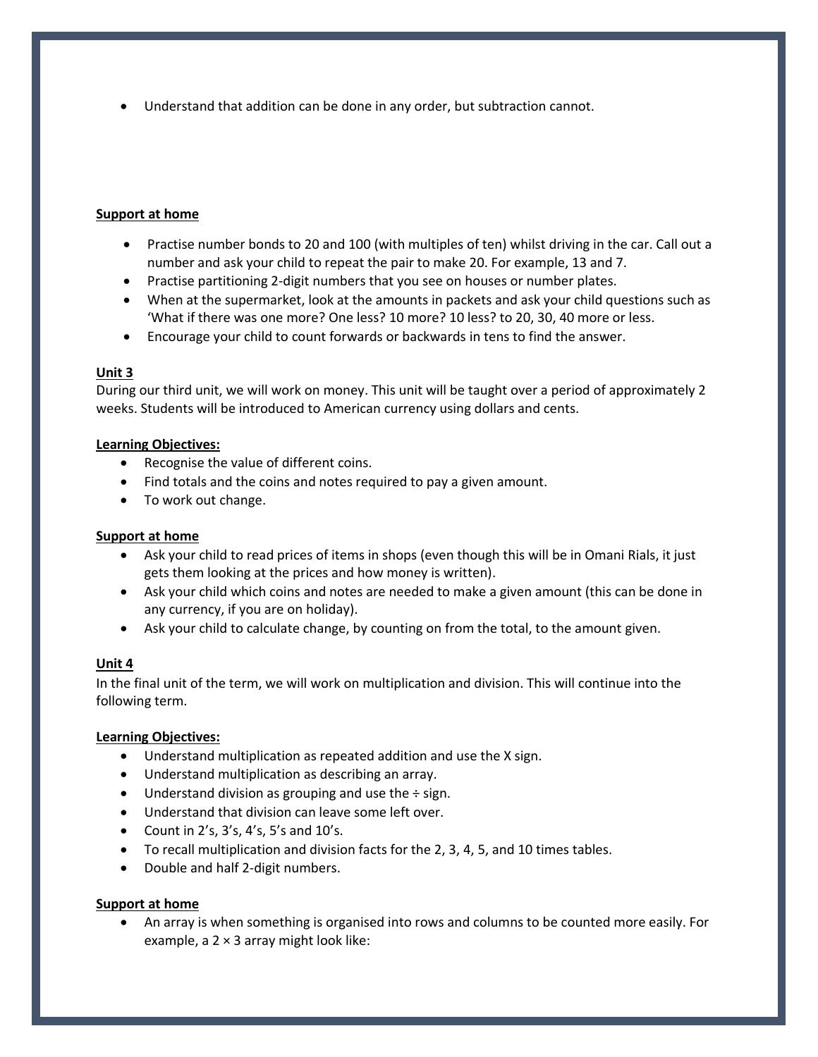- Understand that addition can be done in any order, but subtraction cannot.

**Support at home**

- Practise number bonds to 20 and 100 (with multiples of ten) whilst driving in the car. Call out a number and ask your child to repeat the pair to make 20. For example, 13 and 7.
- Practise partitioning 2-digit numbers that you see on houses or number plates.
- When at the supermarket, look at the amounts in packets and ask your child questions such as 'What if there was one more? One less? 10 more? 10 less? to 20, 30, 40 more or less.
- Encourage your child to count forwards or backwards in tens to find the answer.

**Unit 3**

During our third unit, we will work on money. This unit will be taught over a period of approximately 2 weeks. Students will be introduced to American currency using dollars and cents.

**Learning Objectives:**

- Recognise the value of different coins.
- Find totals and the coins and notes required to pay a given amount.
- To work out change.

**Support at home**

- Ask your child to read prices of items in shops (even though this will be in Omani Rials, it just gets them looking at the prices and how money is written).
- Ask your child which coins and notes are needed to make a given amount (this can be done in any currency, if you are on holiday).
- Ask your child to calculate change, by counting on from the total, to the amount given.

**Unit 4**

In the final unit of the term, we will work on multiplication and division. This will continue into the following term.

**Learning Objectives:**

- Understand multiplication as repeated addition and use the X sign.
- Understand multiplication as describing an array.
- Understand division as grouping and use the ÷ sign.
- Understand that division can leave some left over.
- Count in 2's, 3's, 4's, 5's and 10's.
- To recall multiplication and division facts for the 2, 3, 4, 5, and 10 times tables.
- Double and half 2-digit numbers.

**Support at home**

- An array is when something is organised into rows and columns to be counted more easily. For example, a 2 × 3 array might look like: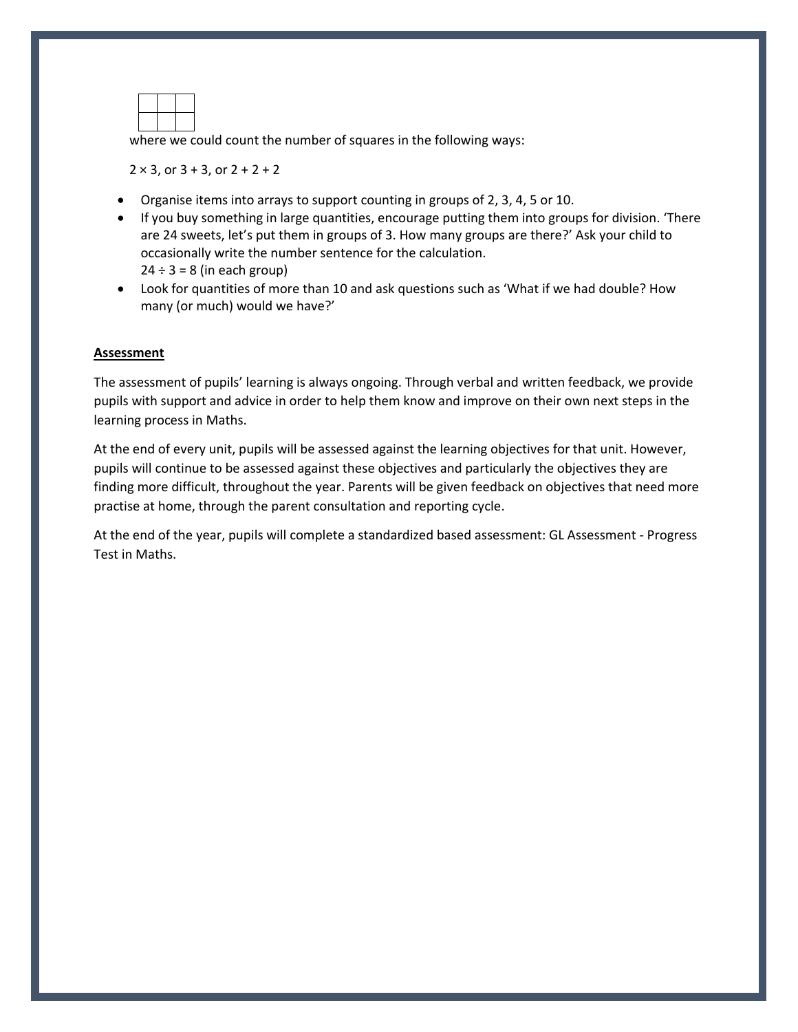| | | |
|---|---|---|
| | | |

where we could count the number of squares in the following ways:

$2 \times 3$, or $3 + 3$, or $2 + 2 + 2$

- Organise items into arrays to support counting in groups of 2, 3, 4, 5 or 10.
- If you buy something in large quantities, encourage putting them into groups for division. 'There are 24 sweets, let's put them in groups of 3. How many groups are there?' Ask your child to occasionally write the number sentence for the calculation.
  $24 \div 3 = 8$ (in each group)
- Look for quantities of more than 10 and ask questions such as 'What if we had double? How many (or much) would we have?'

**Assessment**

The assessment of pupils' learning is always ongoing. Through verbal and written feedback, we provide pupils with support and advice in order to help them know and improve on their own next steps in the learning process in Maths.

At the end of every unit, pupils will be assessed against the learning objectives for that unit. However, pupils will continue to be assessed against these objectives and particularly the objectives they are finding more difficult, throughout the year. Parents will be given feedback on objectives that need more practise at home, through the parent consultation and reporting cycle.

At the end of the year, pupils will complete a standardized based assessment: GL Assessment - Progress Test in Maths.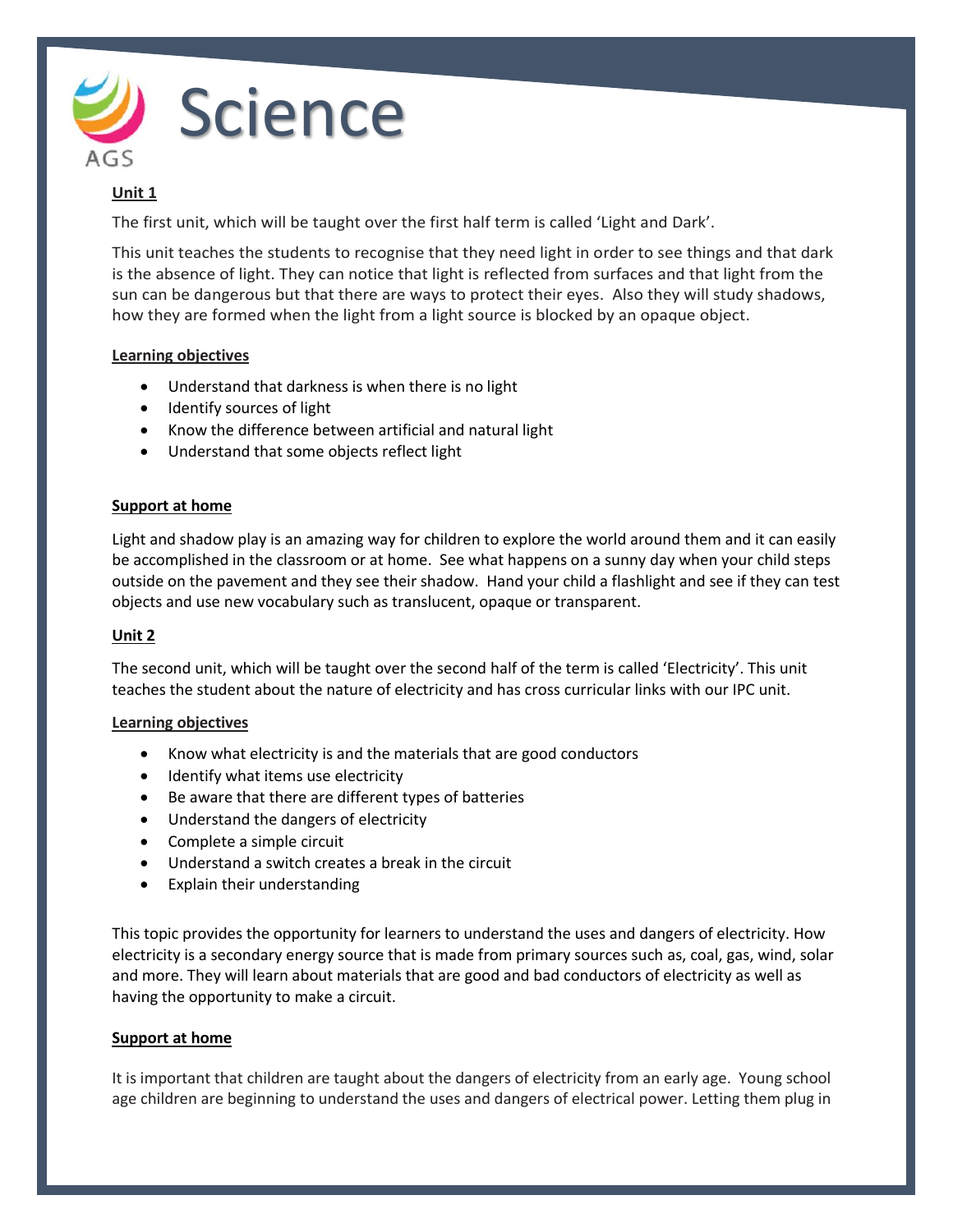# Science

AGS

**Unit 1**

The first unit, which will be taught over the first half term is called 'Light and Dark'.

This unit teaches the students to recognise that they need light in order to see things and that dark is the absence of light. They can notice that light is reflected from surfaces and that light from the sun can be dangerous but that there are ways to protect their eyes. Also they will study shadows, how they are formed when the light from a light source is blocked by an opaque object.

**Learning objectives**

- Understand that darkness is when there is no light
- Identify sources of light
- Know the difference between artificial and natural light
- Understand that some objects reflect light

**Support at home**

Light and shadow play is an amazing way for children to explore the world around them and it can easily be accomplished in the classroom or at home. See what happens on a sunny day when your child steps outside on the pavement and they see their shadow. Hand your child a flashlight and see if they can test objects and use new vocabulary such as translucent, opaque or transparent.

**Unit 2**

The second unit, which will be taught over the second half of the term is called 'Electricity'. This unit teaches the student about the nature of electricity and has cross curricular links with our IPC unit.

**Learning objectives**

- Know what electricity is and the materials that are good conductors
- Identify what items use electricity
- Be aware that there are different types of batteries
- Understand the dangers of electricity
- Complete a simple circuit
- Understand a switch creates a break in the circuit
- Explain their understanding

This topic provides the opportunity for learners to understand the uses and dangers of electricity. How electricity is a secondary energy source that is made from primary sources such as, coal, gas, wind, solar and more. They will learn about materials that are good and bad conductors of electricity as well as having the opportunity to make a circuit.

**Support at home**

It is important that children are taught about the dangers of electricity from an early age. Young school age children are beginning to understand the uses and dangers of electrical power. Letting them plug in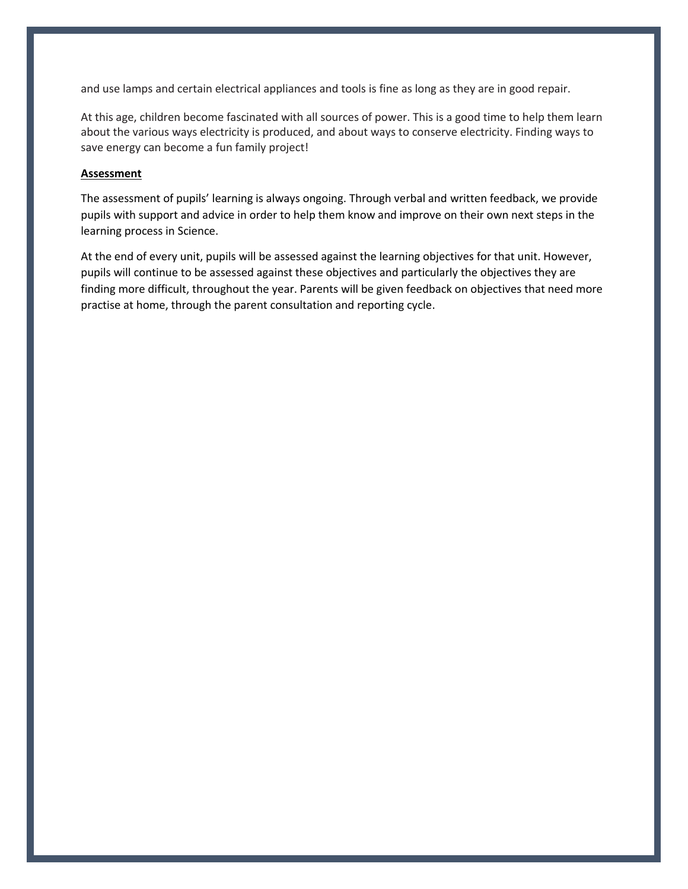and use lamps and certain electrical appliances and tools is fine as long as they are in good repair.

At this age, children become fascinated with all sources of power. This is a good time to help them learn about the various ways electricity is produced, and about ways to conserve electricity. Finding ways to save energy can become a fun family project!

**Assessment**

The assessment of pupils' learning is always ongoing. Through verbal and written feedback, we provide pupils with support and advice in order to help them know and improve on their own next steps in the learning process in Science.

At the end of every unit, pupils will be assessed against the learning objectives for that unit. However, pupils will continue to be assessed against these objectives and particularly the objectives they are finding more difficult, throughout the year. Parents will be given feedback on objectives that need more practise at home, through the parent consultation and reporting cycle.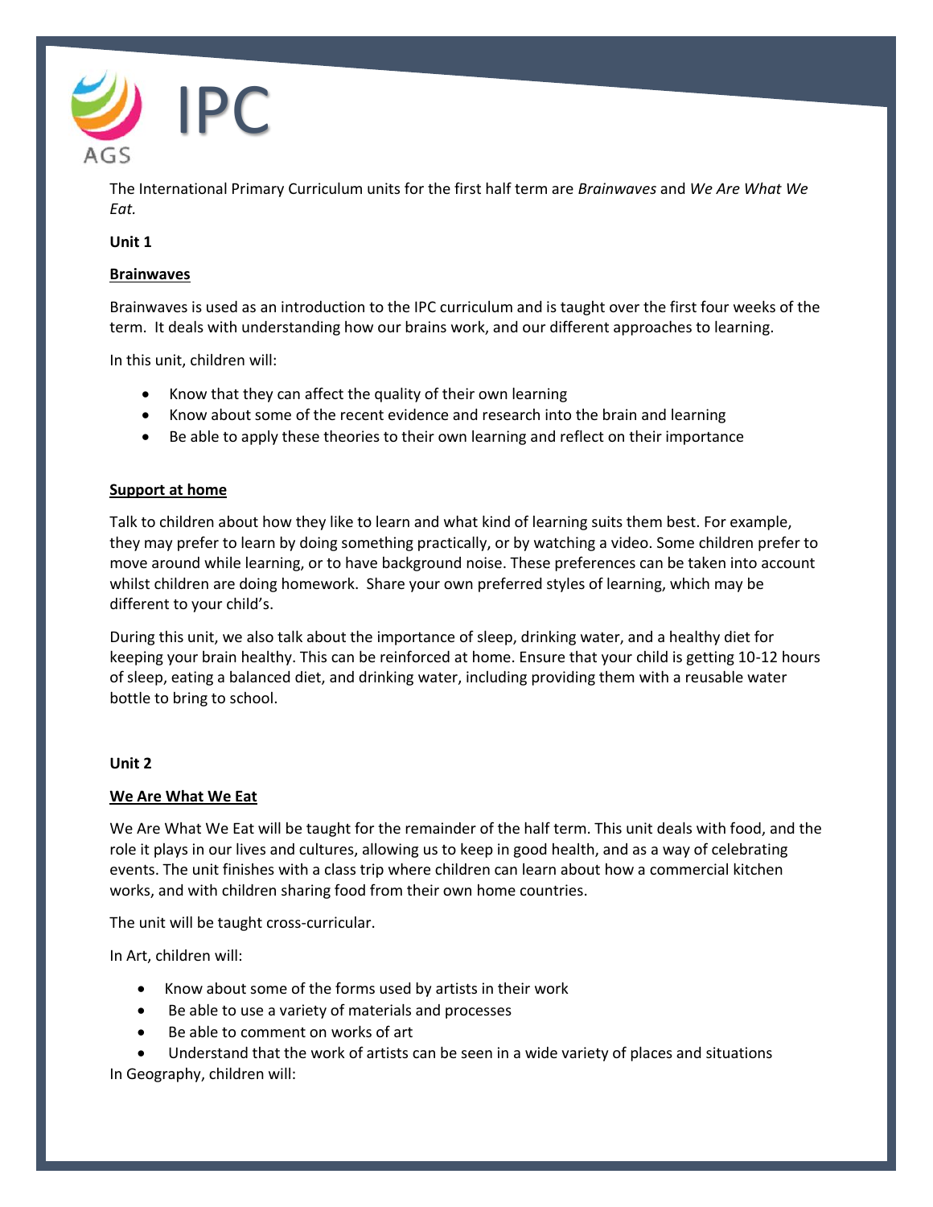# IPC

The International Primary Curriculum units for the first half term are *Brainwaves* and *We Are What We Eat.*

**Unit 1**

**Brainwaves**

Brainwaves is used as an introduction to the IPC curriculum and is taught over the first four weeks of the term. It deals with understanding how our brains work, and our different approaches to learning.

In this unit, children will:

- Know that they can affect the quality of their own learning
- Know about some of the recent evidence and research into the brain and learning
- Be able to apply these theories to their own learning and reflect on their importance

**Support at home**

Talk to children about how they like to learn and what kind of learning suits them best. For example, they may prefer to learn by doing something practically, or by watching a video. Some children prefer to move around while learning, or to have background noise. These preferences can be taken into account whilst children are doing homework. Share your own preferred styles of learning, which may be different to your child's.

During this unit, we also talk about the importance of sleep, drinking water, and a healthy diet for keeping your brain healthy. This can be reinforced at home. Ensure that your child is getting 10-12 hours of sleep, eating a balanced diet, and drinking water, including providing them with a reusable water bottle to bring to school.

**Unit 2**

**We Are What We Eat**

We Are What We Eat will be taught for the remainder of the half term. This unit deals with food, and the role it plays in our lives and cultures, allowing us to keep in good health, and as a way of celebrating events. The unit finishes with a class trip where children can learn about how a commercial kitchen works, and with children sharing food from their own home countries.

The unit will be taught cross-curricular.

In Art, children will:

- Know about some of the forms used by artists in their work
- Be able to use a variety of materials and processes
- Be able to comment on works of art
- Understand that the work of artists can be seen in a wide variety of places and situations

In Geography, children will: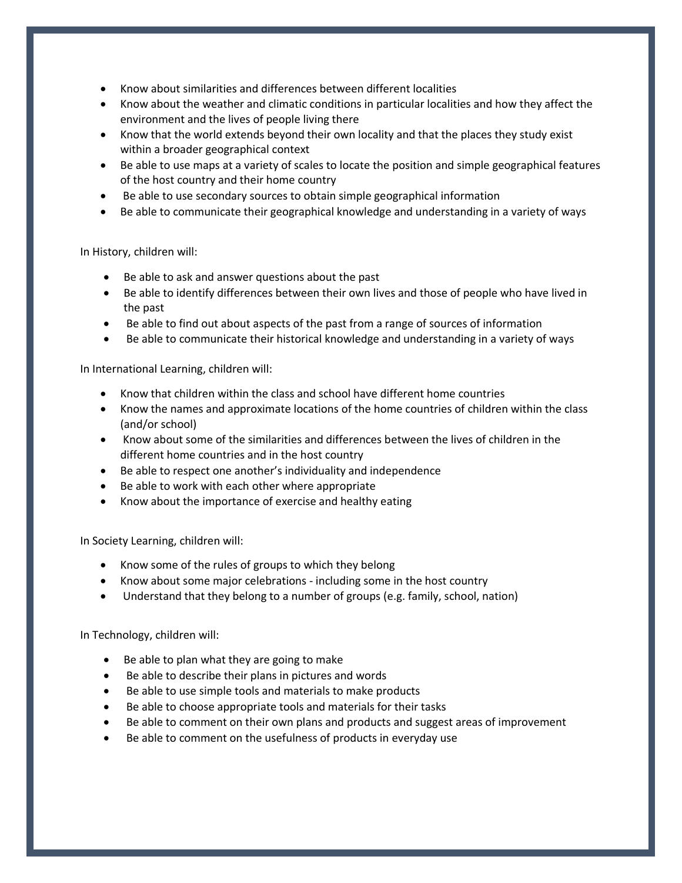- Know about similarities and differences between different localities
- Know about the weather and climatic conditions in particular localities and how they affect the environment and the lives of people living there
- Know that the world extends beyond their own locality and that the places they study exist within a broader geographical context
- Be able to use maps at a variety of scales to locate the position and simple geographical features of the host country and their home country
- Be able to use secondary sources to obtain simple geographical information
- Be able to communicate their geographical knowledge and understanding in a variety of ways

In History, children will:

- Be able to ask and answer questions about the past
- Be able to identify differences between their own lives and those of people who have lived in the past
- Be able to find out about aspects of the past from a range of sources of information
- Be able to communicate their historical knowledge and understanding in a variety of ways

In International Learning, children will:

- Know that children within the class and school have different home countries
- Know the names and approximate locations of the home countries of children within the class (and/or school)
- Know about some of the similarities and differences between the lives of children in the different home countries and in the host country
- Be able to respect one another's individuality and independence
- Be able to work with each other where appropriate
- Know about the importance of exercise and healthy eating

In Society Learning, children will:

- Know some of the rules of groups to which they belong
- Know about some major celebrations - including some in the host country
- Understand that they belong to a number of groups (e.g. family, school, nation)

In Technology, children will:

- Be able to plan what they are going to make
- Be able to describe their plans in pictures and words
- Be able to use simple tools and materials to make products
- Be able to choose appropriate tools and materials for their tasks
- Be able to comment on their own plans and products and suggest areas of improvement
- Be able to comment on the usefulness of products in everyday use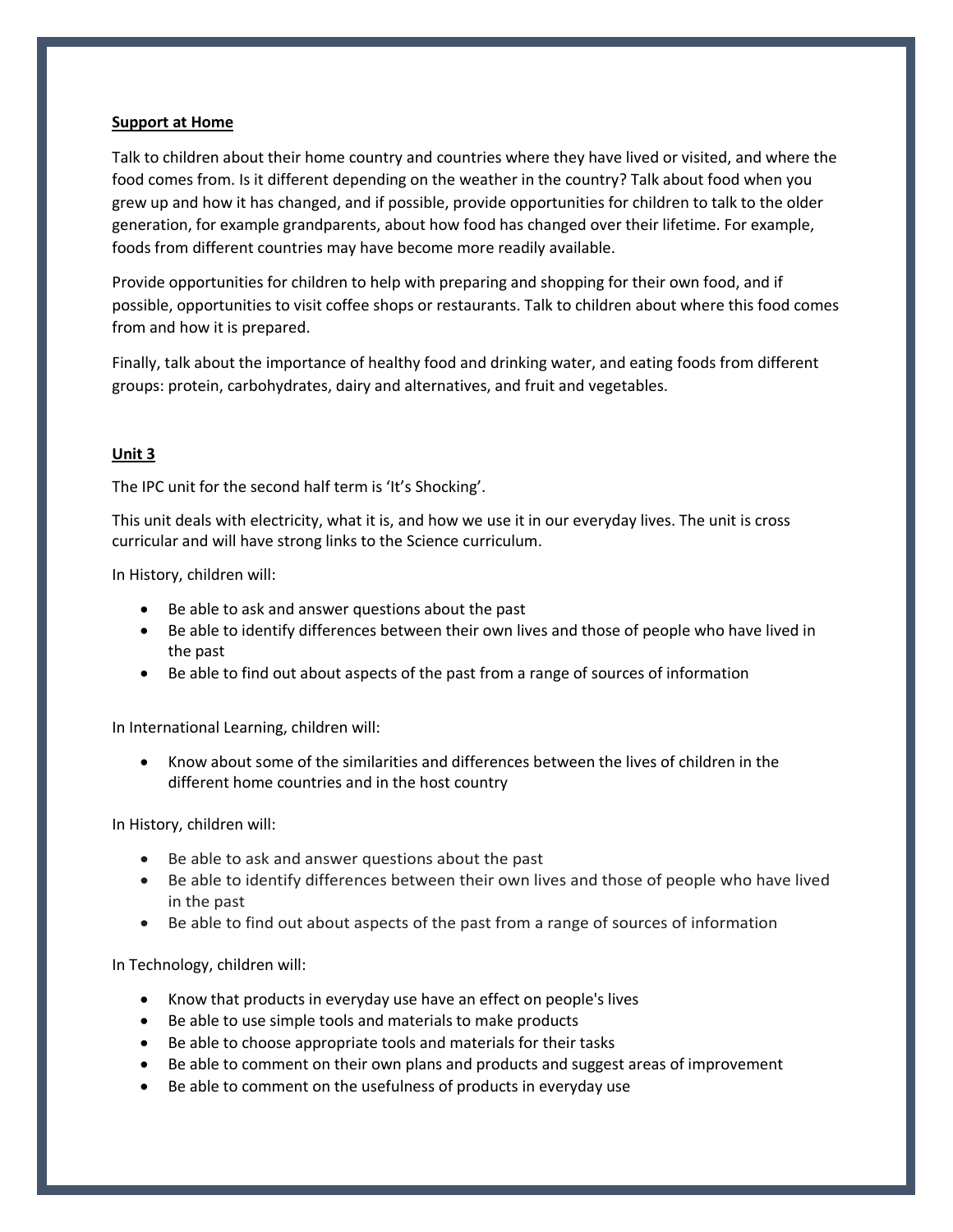**Support at Home**

Talk to children about their home country and countries where they have lived or visited, and where the food comes from. Is it different depending on the weather in the country? Talk about food when you grew up and how it has changed, and if possible, provide opportunities for children to talk to the older generation, for example grandparents, about how food has changed over their lifetime. For example, foods from different countries may have become more readily available.

Provide opportunities for children to help with preparing and shopping for their own food, and if possible, opportunities to visit coffee shops or restaurants. Talk to children about where this food comes from and how it is prepared.

Finally, talk about the importance of healthy food and drinking water, and eating foods from different groups: protein, carbohydrates, dairy and alternatives, and fruit and vegetables.

**Unit 3**

The IPC unit for the second half term is 'It's Shocking'.

This unit deals with electricity, what it is, and how we use it in our everyday lives. The unit is cross curricular and will have strong links to the Science curriculum.

In History, children will:

- Be able to ask and answer questions about the past
- Be able to identify differences between their own lives and those of people who have lived in the past
- Be able to find out about aspects of the past from a range of sources of information

In International Learning, children will:

- Know about some of the similarities and differences between the lives of children in the different home countries and in the host country

In History, children will:

- Be able to ask and answer questions about the past
- Be able to identify differences between their own lives and those of people who have lived in the past
- Be able to find out about aspects of the past from a range of sources of information

In Technology, children will:

- Know that products in everyday use have an effect on people's lives
- Be able to use simple tools and materials to make products
- Be able to choose appropriate tools and materials for their tasks
- Be able to comment on their own plans and products and suggest areas of improvement
- Be able to comment on the usefulness of products in everyday use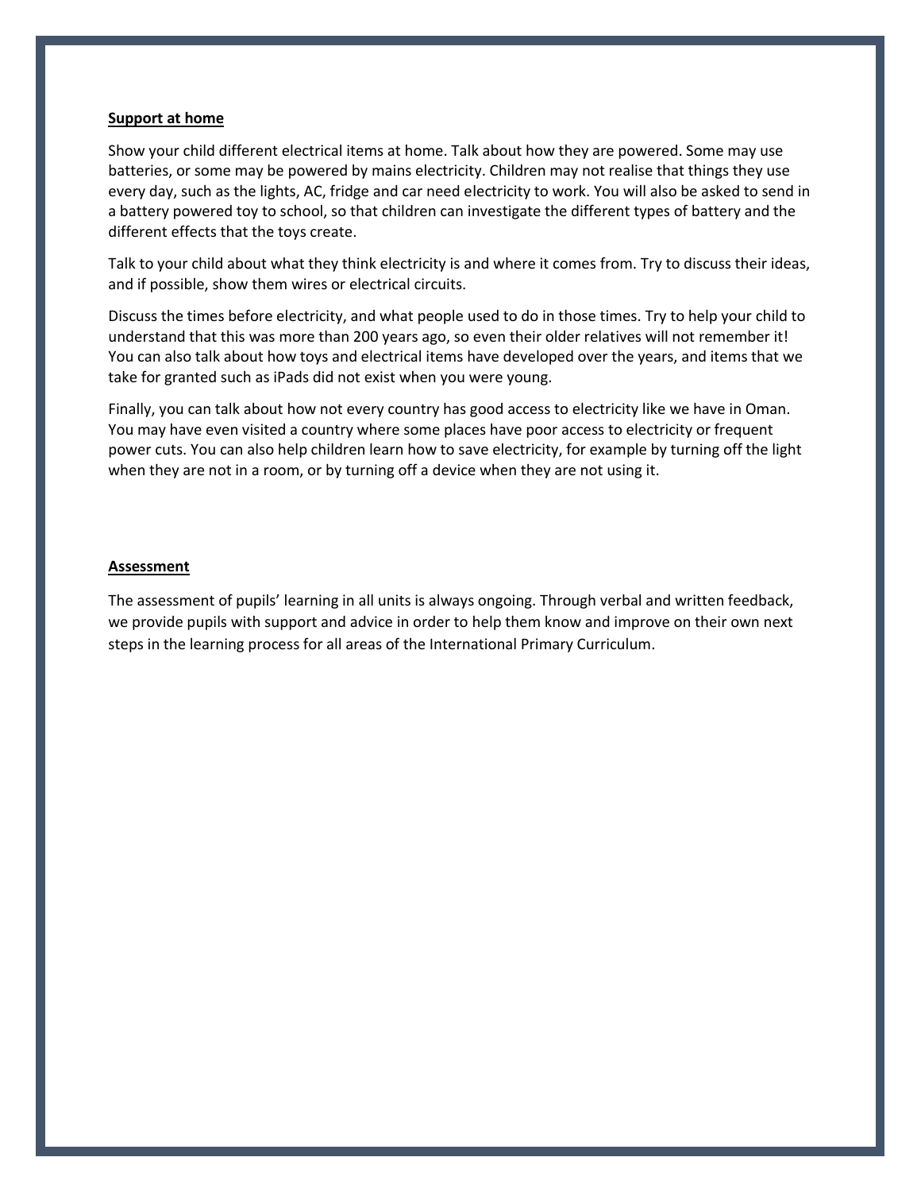**Support at home**

Show your child different electrical items at home. Talk about how they are powered. Some may use batteries, or some may be powered by mains electricity. Children may not realise that things they use every day, such as the lights, AC, fridge and car need electricity to work. You will also be asked to send in a battery powered toy to school, so that children can investigate the different types of battery and the different effects that the toys create.

Talk to your child about what they think electricity is and where it comes from. Try to discuss their ideas, and if possible, show them wires or electrical circuits.

Discuss the times before electricity, and what people used to do in those times. Try to help your child to understand that this was more than 200 years ago, so even their older relatives will not remember it! You can also talk about how toys and electrical items have developed over the years, and items that we take for granted such as iPads did not exist when you were young.

Finally, you can talk about how not every country has good access to electricity like we have in Oman. You may have even visited a country where some places have poor access to electricity or frequent power cuts. You can also help children learn how to save electricity, for example by turning off the light when they are not in a room, or by turning off a device when they are not using it.

**Assessment**

The assessment of pupils' learning in all units is always ongoing. Through verbal and written feedback, we provide pupils with support and advice in order to help them know and improve on their own next steps in the learning process for all areas of the International Primary Curriculum.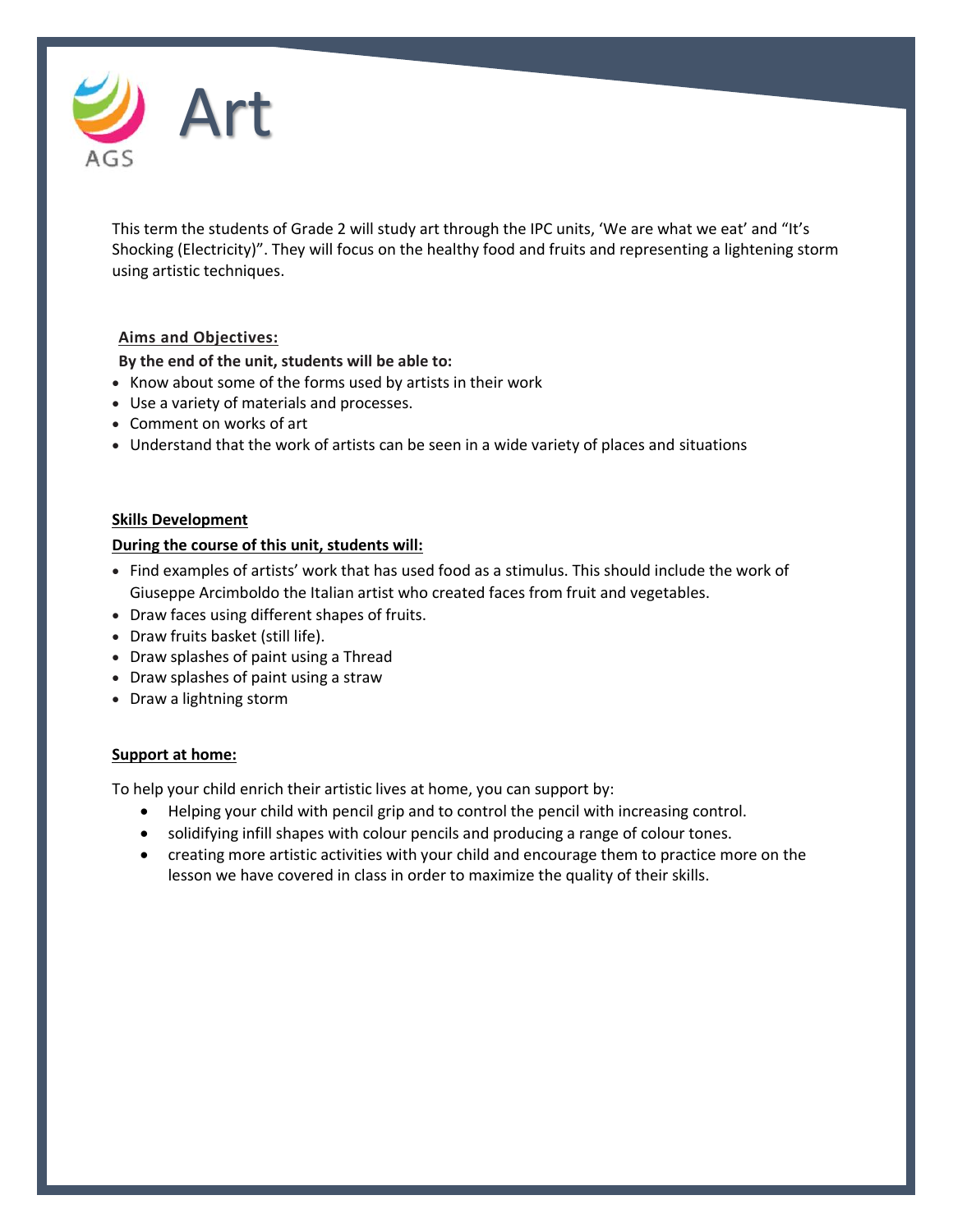# Art

This term the students of Grade 2 will study art through the IPC units, 'We are what we eat' and "It's Shocking (Electricity)". They will focus on the healthy food and fruits and representing a lightening storm using artistic techniques.

**Aims and Objectives:**

**By the end of the unit, students will be able to:**

- Know about some of the forms used by artists in their work
- Use a variety of materials and processes.
- Comment on works of art
- Understand that the work of artists can be seen in a wide variety of places and situations

**Skills Development**

**During the course of this unit, students will:**

- Find examples of artists' work that has used food as a stimulus. This should include the work of Giuseppe Arcimboldo the Italian artist who created faces from fruit and vegetables.
- Draw faces using different shapes of fruits.
- Draw fruits basket (still life).
- Draw splashes of paint using a Thread
- Draw splashes of paint using a straw
- Draw a lightning storm

**Support at home:**

To help your child enrich their artistic lives at home, you can support by:

- Helping your child with pencil grip and to control the pencil with increasing control.
- solidifying infill shapes with colour pencils and producing a range of colour tones.
- creating more artistic activities with your child and encourage them to practice more on the lesson we have covered in class in order to maximize the quality of their skills.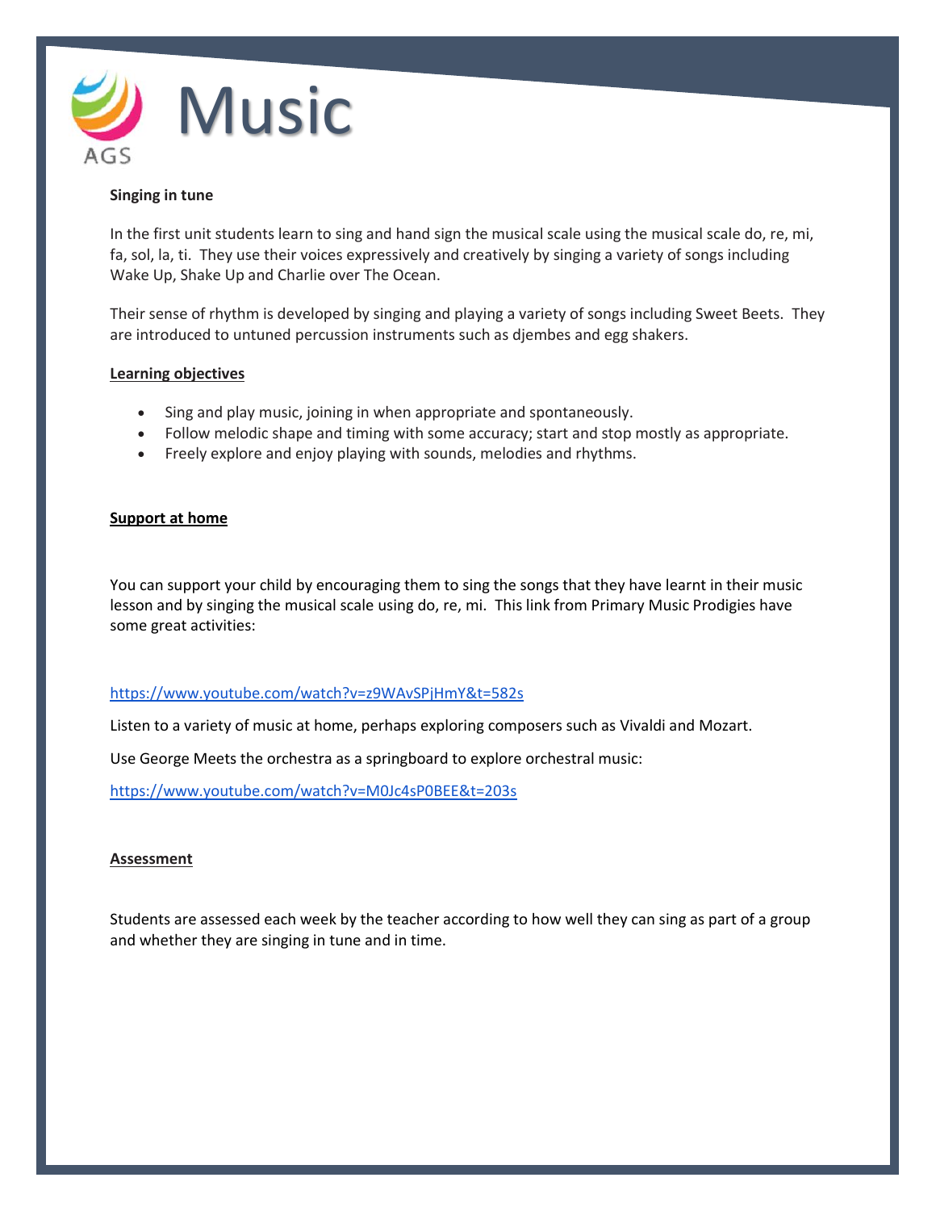AGS

# Music

**Singing in tune**

In the first unit students learn to sing and hand sign the musical scale using the musical scale do, re, mi, fa, sol, la, ti. They use their voices expressively and creatively by singing a variety of songs including Wake Up, Shake Up and Charlie over The Ocean.

Their sense of rhythm is developed by singing and playing a variety of songs including Sweet Beets. They are introduced to untuned percussion instruments such as djembes and egg shakers.

**Learning objectives**

- Sing and play music, joining in when appropriate and spontaneously.
- Follow melodic shape and timing with some accuracy; start and stop mostly as appropriate.
- Freely explore and enjoy playing with sounds, melodies and rhythms.

**Support at home**

You can support your child by encouraging them to sing the songs that they have learnt in their music lesson and by singing the musical scale using do, re, mi. This link from Primary Music Prodigies have some great activities:

https://www.youtube.com/watch?v=z9WAvSPjHmY&t=582s

Listen to a variety of music at home, perhaps exploring composers such as Vivaldi and Mozart.

Use George Meets the orchestra as a springboard to explore orchestral music:

https://www.youtube.com/watch?v=M0Jc4sP0BEE&t=203s

**Assessment**

Students are assessed each week by the teacher according to how well they can sing as part of a group and whether they are singing in tune and in time.